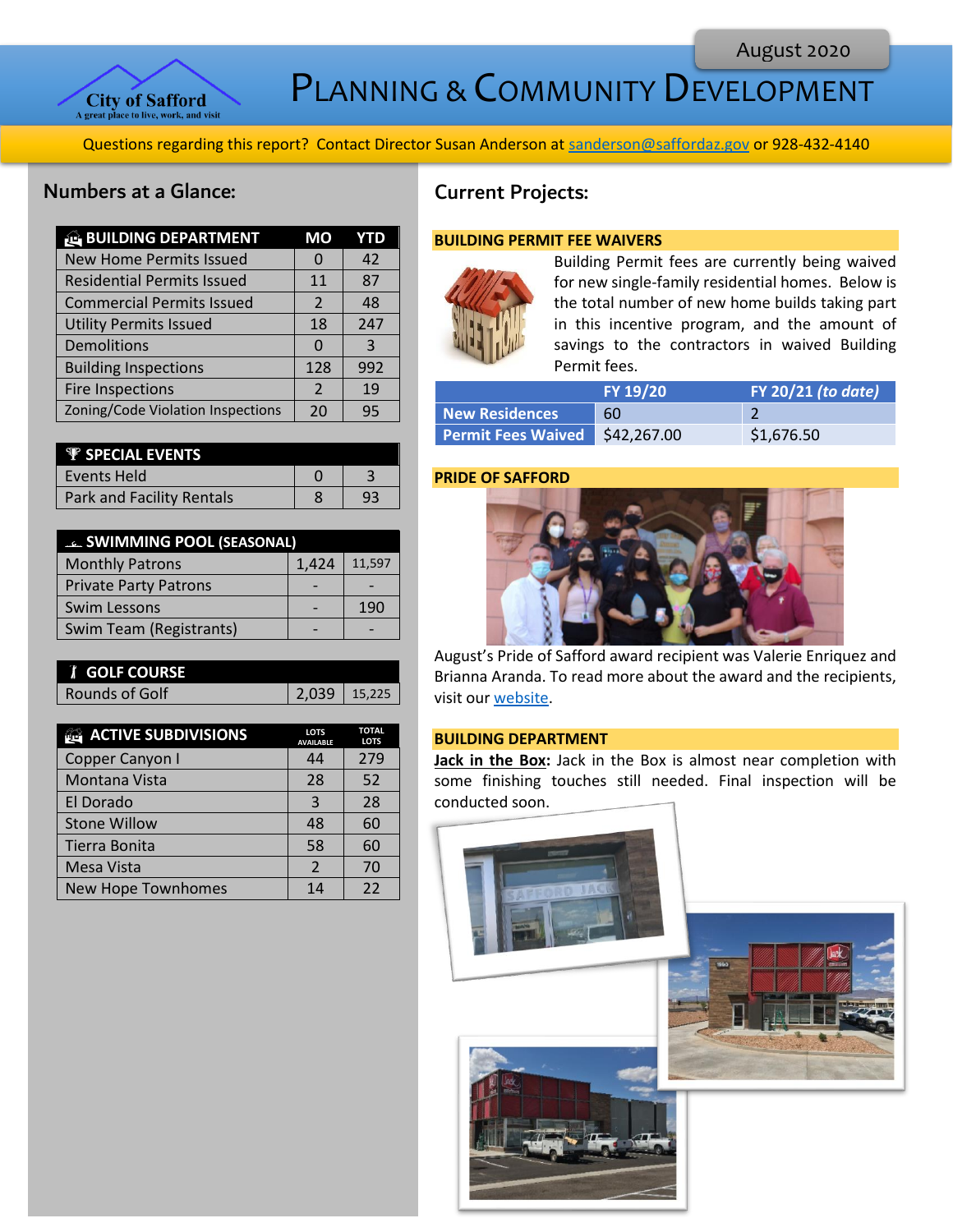# Planning & Community Development

August 2020

City of Safford — A great place to live, work, and visit

Questions regarding this report? Contact Director Susan Anderson at sanderson@saffordaz.gov or 928-432-4140

## Numbers at a Glance:

| BUILDING DEPARTMENT | MO | YTD |
|---|---|---|
| New Home Permits Issued | 0 | 42 |
| Residential Permits Issued | 11 | 87 |
| Commercial Permits Issued | 2 | 48 |
| Utility Permits Issued | 18 | 247 |
| Demolitions | 0 | 3 |
| Building Inspections | 128 | 992 |
| Fire Inspections | 2 | 19 |
| Zoning/Code Violation Inspections | 20 | 95 |

| SPECIAL EVENTS | | |
|---|---|---|
| Events Held | 0 | 3 |
| Park and Facility Rentals | 8 | 93 |

| SWIMMING POOL (SEASONAL) | | |
|---|---|---|
| Monthly Patrons | 1,424 | 11,597 |
| Private Party Patrons | - | - |
| Swim Lessons | - | 190 |
| Swim Team (Registrants) | - | - |

| GOLF COURSE | | |
|---|---|---|
| Rounds of Golf | 2,039 | 15,225 |

| ACTIVE SUBDIVISIONS | LOTS AVAILABLE | TOTAL LOTS |
|---|---|---|
| Copper Canyon I | 44 | 279 |
| Montana Vista | 28 | 52 |
| El Dorado | 3 | 28 |
| Stone Willow | 48 | 60 |
| Tierra Bonita | 58 | 60 |
| Mesa Vista | 2 | 70 |
| New Hope Townhomes | 14 | 22 |

## Current Projects:

### BUILDING PERMIT FEE WAIVERS

Building Permit fees are currently being waived for new single-family residential homes. Below is the total number of new home builds taking part in this incentive program, and the amount of savings to the contractors in waived Building Permit fees.

| | FY 19/20 | FY 20/21 *(to date)* |
|---|---|---|
| New Residences | 60 | 2 |
| Permit Fees Waived | $42,267.00 | $1,676.50 |

### PRIDE OF SAFFORD

August's Pride of Safford award recipient was Valerie Enriquez and Brianna Aranda. To read more about the award and the recipients, visit our website.

### BUILDING DEPARTMENT

**Jack in the Box:** Jack in the Box is almost near completion with some finishing touches still needed. Final inspection will be conducted soon.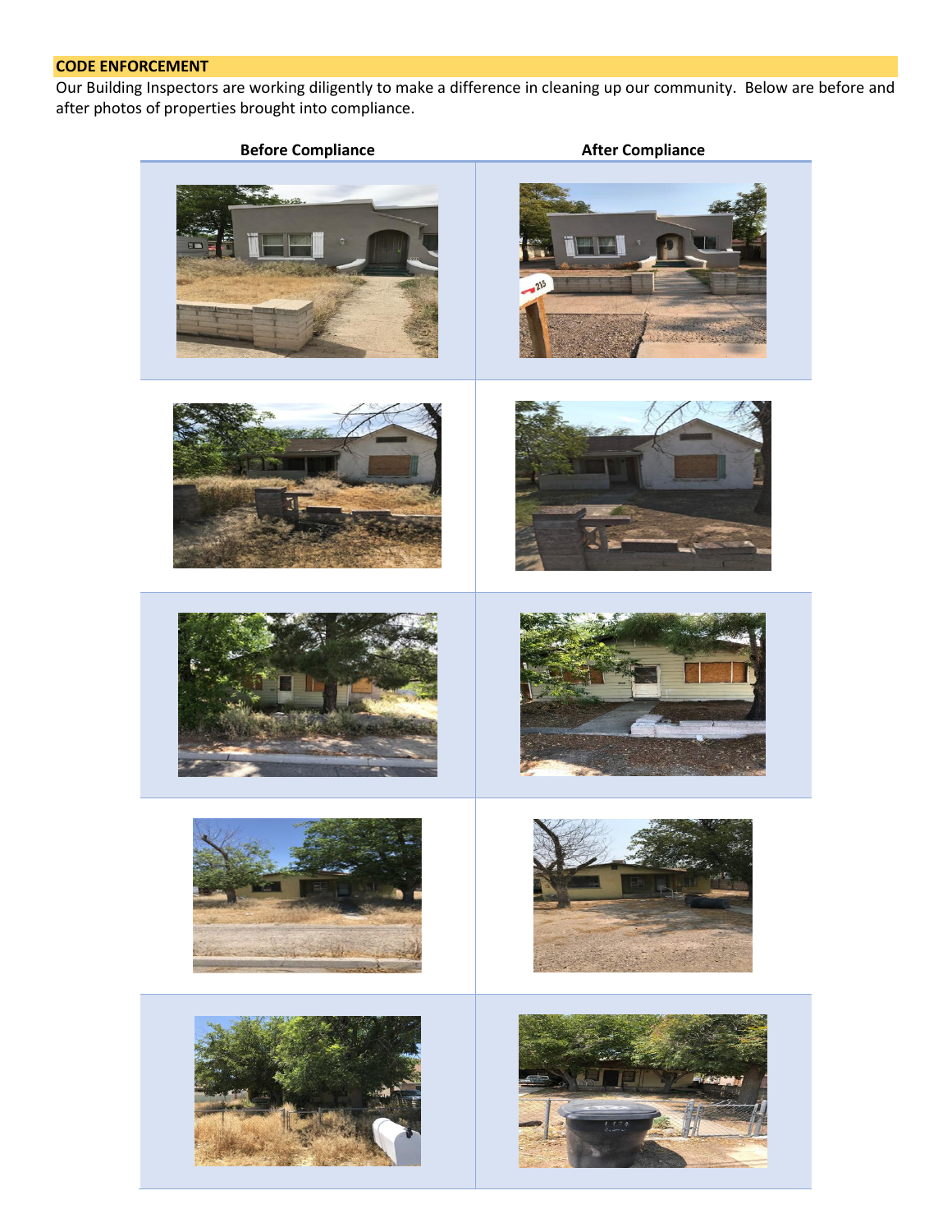## CODE ENFORCEMENT

Our Building Inspectors are working diligently to make a difference in cleaning up our community. Below are before and after photos of properties brought into compliance.

| Before Compliance | After Compliance |
| --- | --- |
| | |
| | |
| | |
| | |
| | |